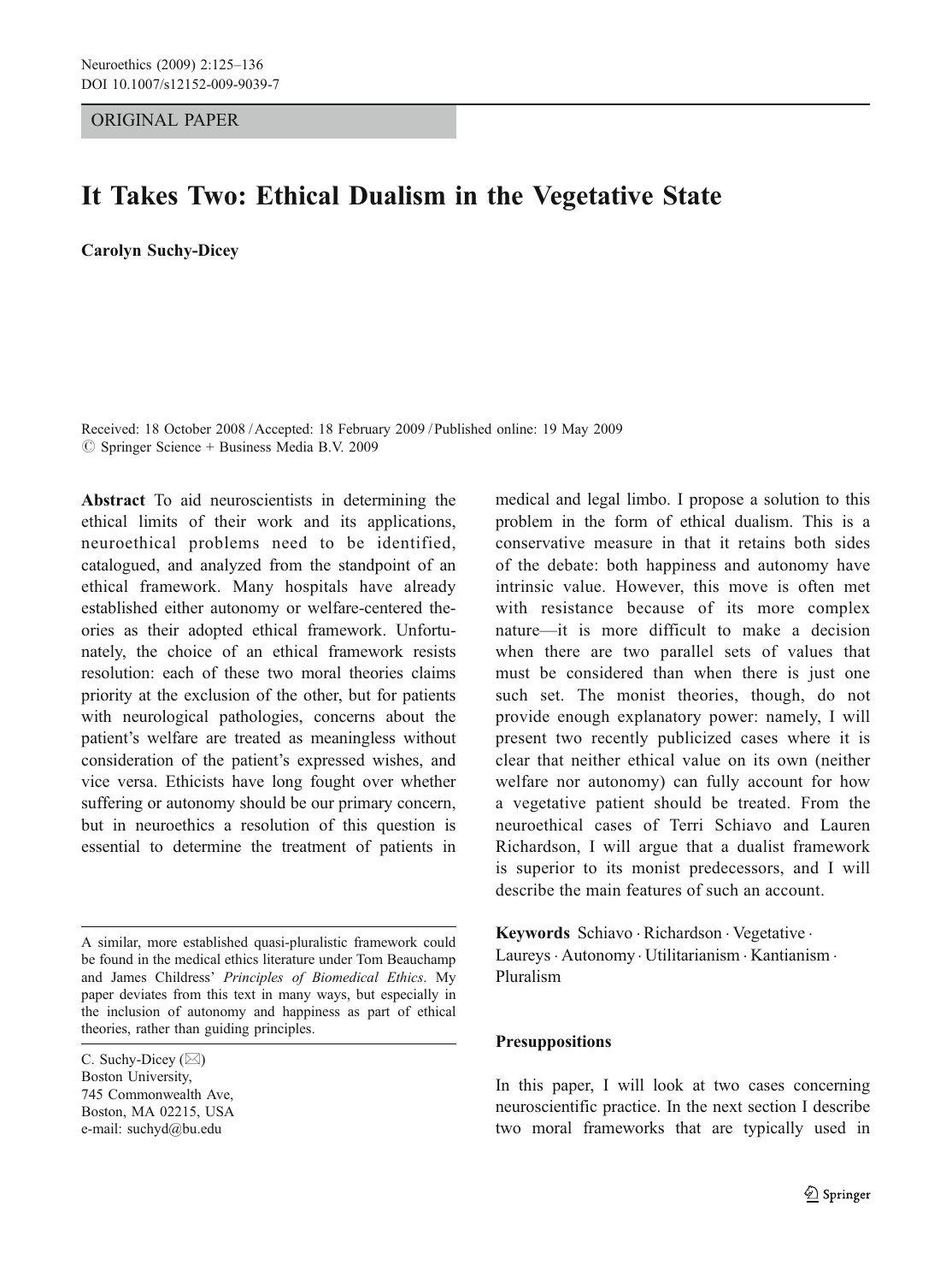ORIGINAL PAPER

# It Takes Two: Ethical Dualism in the Vegetative State

**Carolyn Suchy-Dicey**

Received: 18 October 2008 / Accepted: 18 February 2009 / Published online: 19 May 2009
© Springer Science + Business Media B.V. 2009

**Abstract** To aid neuroscientists in determining the ethical limits of their work and its applications, neuroethical problems need to be identified, catalogued, and analyzed from the standpoint of an ethical framework. Many hospitals have already established either autonomy or welfare-centered theories as their adopted ethical framework. Unfortunately, the choice of an ethical framework resists resolution: each of these two moral theories claims priority at the exclusion of the other, but for patients with neurological pathologies, concerns about the patient's welfare are treated as meaningless without consideration of the patient's expressed wishes, and vice versa. Ethicists have long fought over whether suffering or autonomy should be our primary concern, but in neuroethics a resolution of this question is essential to determine the treatment of patients in medical and legal limbo. I propose a solution to this problem in the form of ethical dualism. This is a conservative measure in that it retains both sides of the debate: both happiness and autonomy have intrinsic value. However, this move is often met with resistance because of its more complex nature—it is more difficult to make a decision when there are two parallel sets of values that must be considered than when there is just one such set. The monist theories, though, do not provide enough explanatory power: namely, I will present two recently publicized cases where it is clear that neither ethical value on its own (neither welfare nor autonomy) can fully account for how a vegetative patient should be treated. From the neuroethical cases of Terri Schiavo and Lauren Richardson, I will argue that a dualist framework is superior to its monist predecessors, and I will describe the main features of such an account.

**Keywords** Schiavo · Richardson · Vegetative · Laureys · Autonomy · Utilitarianism · Kantianism · Pluralism

A similar, more established quasi-pluralistic framework could be found in the medical ethics literature under Tom Beauchamp and James Childress' *Principles of Biomedical Ethics*. My paper deviates from this text in many ways, but especially in the inclusion of autonomy and happiness as part of ethical theories, rather than guiding principles.

C. Suchy-Dicey (✉)
Boston University,
745 Commonwealth Ave,
Boston, MA 02215, USA
e-mail: suchyd@bu.edu

## Presuppositions

In this paper, I will look at two cases concerning neuroscientific practice. In the next section I describe two moral frameworks that are typically used in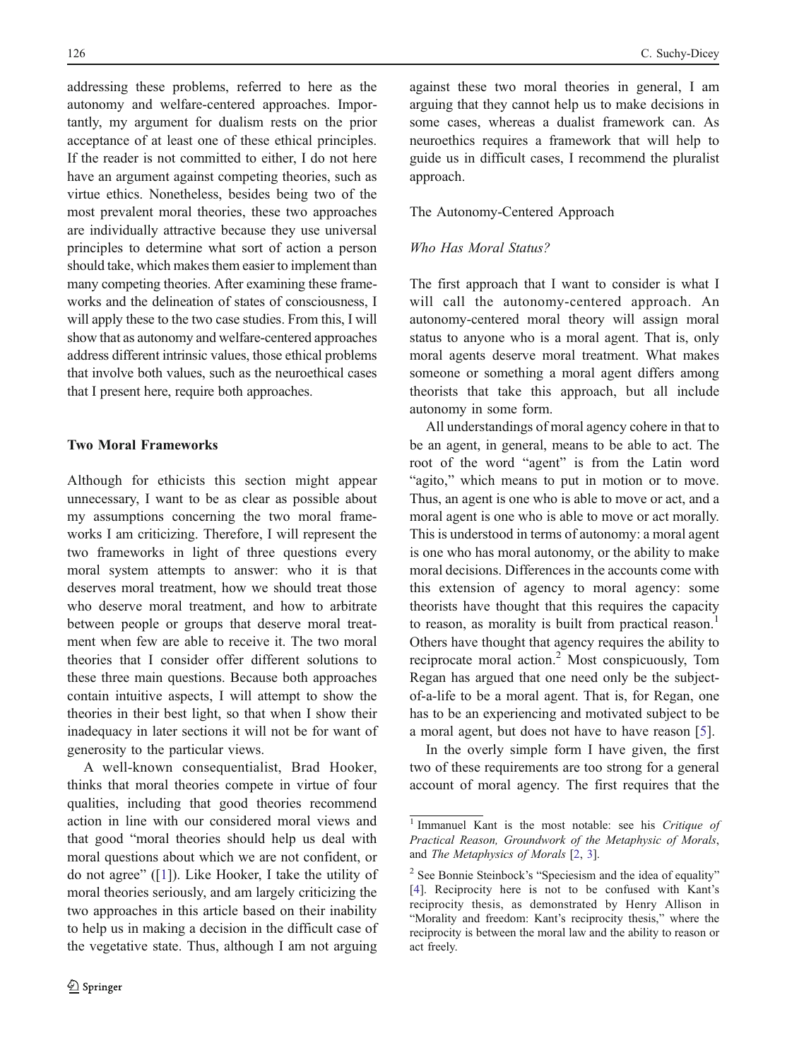addressing these problems, referred to here as the autonomy and welfare-centered approaches. Importantly, my argument for dualism rests on the prior acceptance of at least one of these ethical principles. If the reader is not committed to either, I do not here have an argument against competing theories, such as virtue ethics. Nonetheless, besides being two of the most prevalent moral theories, these two approaches are individually attractive because they use universal principles to determine what sort of action a person should take, which makes them easier to implement than many competing theories. After examining these frameworks and the delineation of states of consciousness, I will apply these to the two case studies. From this, I will show that as autonomy and welfare-centered approaches address different intrinsic values, those ethical problems that involve both values, such as the neuroethical cases that I present here, require both approaches.

## Two Moral Frameworks

Although for ethicists this section might appear unnecessary, I want to be as clear as possible about my assumptions concerning the two moral frameworks I am criticizing. Therefore, I will represent the two frameworks in light of three questions every moral system attempts to answer: who it is that deserves moral treatment, how we should treat those who deserve moral treatment, and how to arbitrate between people or groups that deserve moral treatment when few are able to receive it. The two moral theories that I consider offer different solutions to these three main questions. Because both approaches contain intuitive aspects, I will attempt to show the theories in their best light, so that when I show their inadequacy in later sections it will not be for want of generosity to the particular views.

A well-known consequentialist, Brad Hooker, thinks that moral theories compete in virtue of four qualities, including that good theories recommend action in line with our considered moral views and that good "moral theories should help us deal with moral questions about which we are not confident, or do not agree" ([1]). Like Hooker, I take the utility of moral theories seriously, and am largely criticizing the two approaches in this article based on their inability to help us in making a decision in the difficult case of the vegetative state. Thus, although I am not arguing against these two moral theories in general, I am arguing that they cannot help us to make decisions in some cases, whereas a dualist framework can. As neuroethics requires a framework that will help to guide us in difficult cases, I recommend the pluralist approach.

### The Autonomy-Centered Approach

#### *Who Has Moral Status?*

The first approach that I want to consider is what I will call the autonomy-centered approach. An autonomy-centered moral theory will assign moral status to anyone who is a moral agent. That is, only moral agents deserve moral treatment. What makes someone or something a moral agent differs among theorists that take this approach, but all include autonomy in some form.

All understandings of moral agency cohere in that to be an agent, in general, means to be able to act. The root of the word "agent" is from the Latin word "agito," which means to put in motion or to move. Thus, an agent is one who is able to move or act, and a moral agent is one who is able to move or act morally. This is understood in terms of autonomy: a moral agent is one who has moral autonomy, or the ability to make moral decisions. Differences in the accounts come with this extension of agency to moral agency: some theorists have thought that this requires the capacity to reason, as morality is built from practical reason.[1] Others have thought that agency requires the ability to reciprocate moral action.[2] Most conspicuously, Tom Regan has argued that one need only be the subject-of-a-life to be a moral agent. That is, for Regan, one has to be an experiencing and motivated subject to be a moral agent, but does not have to have reason [5].

In the overly simple form I have given, the first two of these requirements are too strong for a general account of moral agency. The first requires that the

---

[1] Immanuel Kant is the most notable: see his *Critique of Practical Reason, Groundwork of the Metaphysic of Morals*, and *The Metaphysics of Morals* [2, 3].

[2] See Bonnie Steinbock's "Speciesism and the idea of equality" [4]. Reciprocity here is not to be confused with Kant's reciprocity thesis, as demonstrated by Henry Allison in "Morality and freedom: Kant's reciprocity thesis," where the reciprocity is between the moral law and the ability to reason or act freely.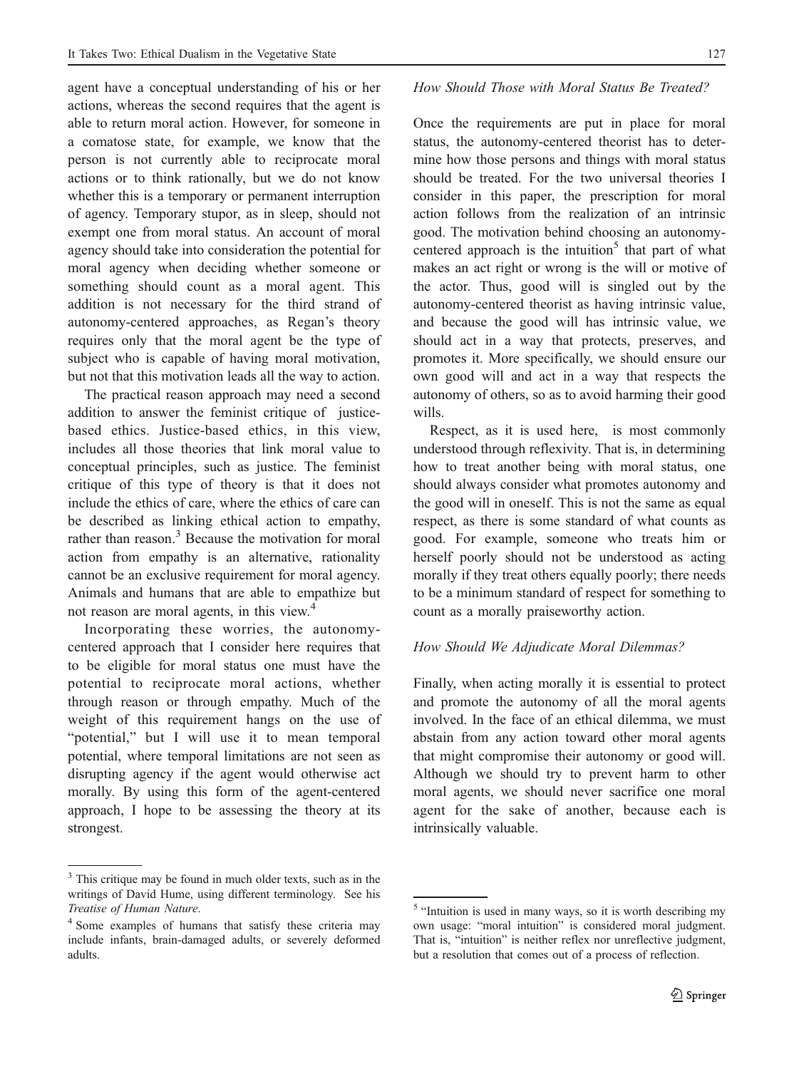agent have a conceptual understanding of his or her actions, whereas the second requires that the agent is able to return moral action. However, for someone in a comatose state, for example, we know that the person is not currently able to reciprocate moral actions or to think rationally, but we do not know whether this is a temporary or permanent interruption of agency. Temporary stupor, as in sleep, should not exempt one from moral status. An account of moral agency should take into consideration the potential for moral agency when deciding whether someone or something should count as a moral agent. This addition is not necessary for the third strand of autonomy-centered approaches, as Regan's theory requires only that the moral agent be the type of subject who is capable of having moral motivation, but not that this motivation leads all the way to action.

The practical reason approach may need a second addition to answer the feminist critique of justice-based ethics. Justice-based ethics, in this view, includes all those theories that link moral value to conceptual principles, such as justice. The feminist critique of this type of theory is that it does not include the ethics of care, where the ethics of care can be described as linking ethical action to empathy, rather than reason.[3] Because the motivation for moral action from empathy is an alternative, rationality cannot be an exclusive requirement for moral agency. Animals and humans that are able to empathize but not reason are moral agents, in this view.[4]

Incorporating these worries, the autonomy-centered approach that I consider here requires that to be eligible for moral status one must have the potential to reciprocate moral actions, whether through reason or through empathy. Much of the weight of this requirement hangs on the use of "potential," but I will use it to mean temporal potential, where temporal limitations are not seen as disrupting agency if the agent would otherwise act morally. By using this form of the agent-centered approach, I hope to be assessing the theory at its strongest.

### *How Should Those with Moral Status Be Treated?*

Once the requirements are put in place for moral status, the autonomy-centered theorist has to determine how those persons and things with moral status should be treated. For the two universal theories I consider in this paper, the prescription for moral action follows from the realization of an intrinsic good. The motivation behind choosing an autonomy-centered approach is the intuition[5] that part of what makes an act right or wrong is the will or motive of the actor. Thus, good will is singled out by the autonomy-centered theorist as having intrinsic value, and because the good will has intrinsic value, we should act in a way that protects, preserves, and promotes it. More specifically, we should ensure our own good will and act in a way that respects the autonomy of others, so as to avoid harming their good wills.

Respect, as it is used here, is most commonly understood through reflexivity. That is, in determining how to treat another being with moral status, one should always consider what promotes autonomy and the good will in oneself. This is not the same as equal respect, as there is some standard of what counts as good. For example, someone who treats him or herself poorly should not be understood as acting morally if they treat others equally poorly; there needs to be a minimum standard of respect for something to count as a morally praiseworthy action.

### *How Should We Adjudicate Moral Dilemmas?*

Finally, when acting morally it is essential to protect and promote the autonomy of all the moral agents involved. In the face of an ethical dilemma, we must abstain from any action toward other moral agents that might compromise their autonomy or good will. Although we should try to prevent harm to other moral agents, we should never sacrifice one moral agent for the sake of another, because each is intrinsically valuable.

---

[3] This critique may be found in much older texts, such as in the writings of David Hume, using different terminology. See his *Treatise of Human Nature*.

[4] Some examples of humans that satisfy these criteria may include infants, brain-damaged adults, or severely deformed adults.

[5] "Intuition is used in many ways, so it is worth describing my own usage: "moral intuition" is considered moral judgment. That is, "intuition" is neither reflex nor unreflective judgment, but a resolution that comes out of a process of reflection.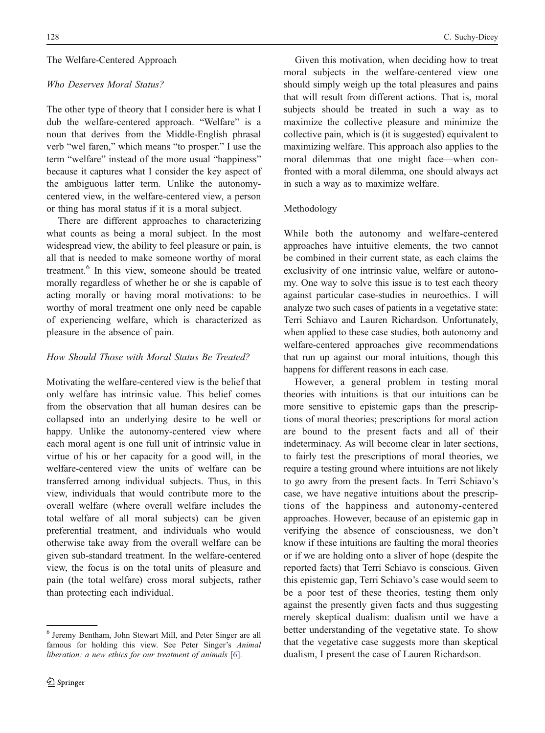## The Welfare-Centered Approach

### *Who Deserves Moral Status?*

The other type of theory that I consider here is what I dub the welfare-centered approach. "Welfare" is a noun that derives from the Middle-English phrasal verb "wel faren," which means "to prosper." I use the term "welfare" instead of the more usual "happiness" because it captures what I consider the key aspect of the ambiguous latter term. Unlike the autonomy-centered view, in the welfare-centered view, a person or thing has moral status if it is a moral subject.

There are different approaches to characterizing what counts as being a moral subject. In the most widespread view, the ability to feel pleasure or pain, is all that is needed to make someone worthy of moral treatment.[6] In this view, someone should be treated morally regardless of whether he or she is capable of acting morally or having moral motivations: to be worthy of moral treatment one only need be capable of experiencing welfare, which is characterized as pleasure in the absence of pain.

### *How Should Those with Moral Status Be Treated?*

Motivating the welfare-centered view is the belief that only welfare has intrinsic value. This belief comes from the observation that all human desires can be collapsed into an underlying desire to be well or happy. Unlike the autonomy-centered view where each moral agent is one full unit of intrinsic value in virtue of his or her capacity for a good will, in the welfare-centered view the units of welfare can be transferred among individual subjects. Thus, in this view, individuals that would contribute more to the overall welfare (where overall welfare includes the total welfare of all moral subjects) can be given preferential treatment, and individuals who would otherwise take away from the overall welfare can be given sub-standard treatment. In the welfare-centered view, the focus is on the total units of pleasure and pain (the total welfare) cross moral subjects, rather than protecting each individual.

Given this motivation, when deciding how to treat moral subjects in the welfare-centered view one should simply weigh up the total pleasures and pains that will result from different actions. That is, moral subjects should be treated in such a way as to maximize the collective pleasure and minimize the collective pain, which is (it is suggested) equivalent to maximizing welfare. This approach also applies to the moral dilemmas that one might face—when confronted with a moral dilemma, one should always act in such a way as to maximize welfare.

## Methodology

While both the autonomy and welfare-centered approaches have intuitive elements, the two cannot be combined in their current state, as each claims the exclusivity of one intrinsic value, welfare or autonomy. One way to solve this issue is to test each theory against particular case-studies in neuroethics. I will analyze two such cases of patients in a vegetative state: Terri Schiavo and Lauren Richardson. Unfortunately, when applied to these case studies, both autonomy and welfare-centered approaches give recommendations that run up against our moral intuitions, though this happens for different reasons in each case.

However, a general problem in testing moral theories with intuitions is that our intuitions can be more sensitive to epistemic gaps than the prescriptions of moral theories; prescriptions for moral action are bound to the present facts and all of their indeterminacy. As will become clear in later sections, to fairly test the prescriptions of moral theories, we require a testing ground where intuitions are not likely to go awry from the present facts. In Terri Schiavo's case, we have negative intuitions about the prescriptions of the happiness and autonomy-centered approaches. However, because of an epistemic gap in verifying the absence of consciousness, we don't know if these intuitions are faulting the moral theories or if we are holding onto a sliver of hope (despite the reported facts) that Terri Schiavo is conscious. Given this epistemic gap, Terri Schiavo's case would seem to be a poor test of these theories, testing them only against the presently given facts and thus suggesting merely skeptical dualism: dualism until we have a better understanding of the vegetative state. To show that the vegetative case suggests more than skeptical dualism, I present the case of Lauren Richardson.

---

[6] Jeremy Bentham, John Stewart Mill, and Peter Singer are all famous for holding this view. See Peter Singer's *Animal liberation: a new ethics for our treatment of animals* [6].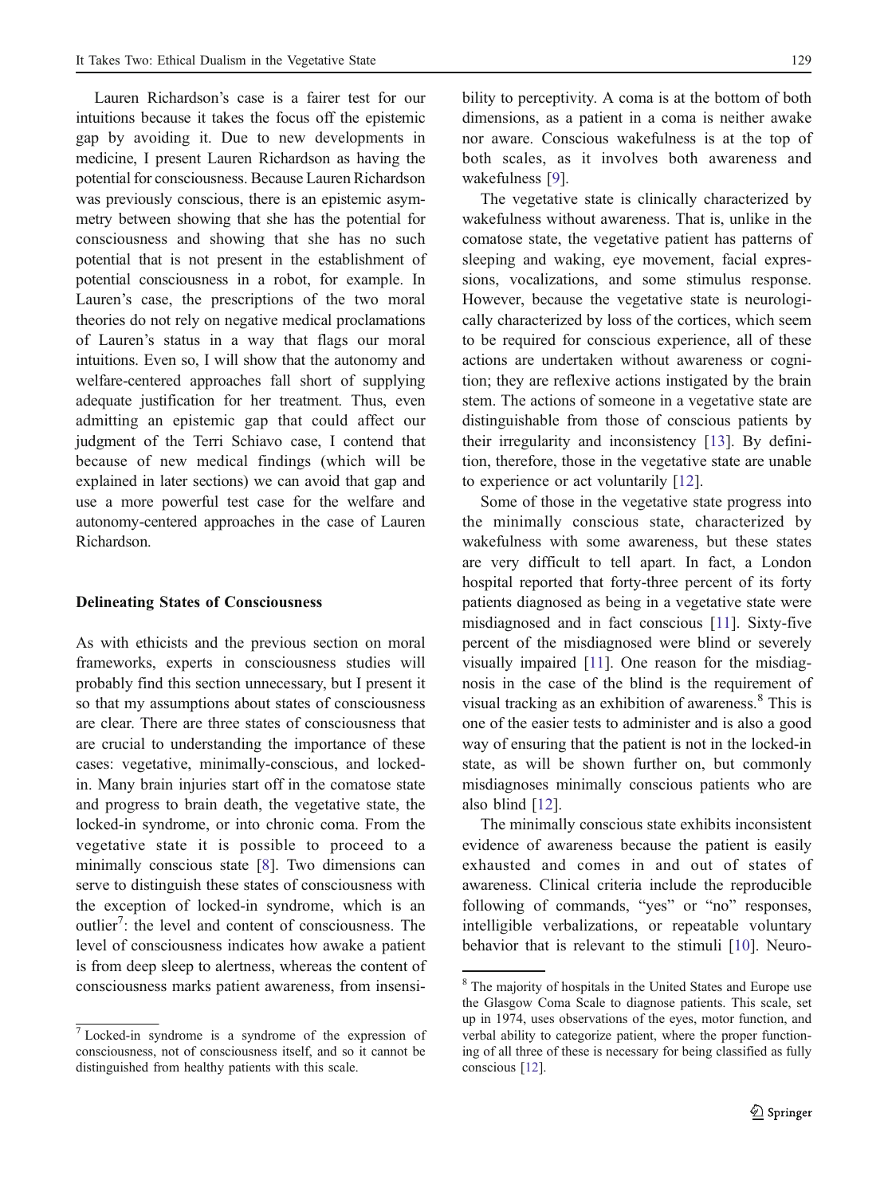Lauren Richardson's case is a fairer test for our intuitions because it takes the focus off the epistemic gap by avoiding it. Due to new developments in medicine, I present Lauren Richardson as having the potential for consciousness. Because Lauren Richardson was previously conscious, there is an epistemic asymmetry between showing that she has the potential for consciousness and showing that she has no such potential that is not present in the establishment of potential consciousness in a robot, for example. In Lauren's case, the prescriptions of the two moral theories do not rely on negative medical proclamations of Lauren's status in a way that flags our moral intuitions. Even so, I will show that the autonomy and welfare-centered approaches fall short of supplying adequate justification for her treatment. Thus, even admitting an epistemic gap that could affect our judgment of the Terri Schiavo case, I contend that because of new medical findings (which will be explained in later sections) we can avoid that gap and use a more powerful test case for the welfare and autonomy-centered approaches in the case of Lauren Richardson.

**Delineating States of Consciousness**

As with ethicists and the previous section on moral frameworks, experts in consciousness studies will probably find this section unnecessary, but I present it so that my assumptions about states of consciousness are clear. There are three states of consciousness that are crucial to understanding the importance of these cases: vegetative, minimally-conscious, and locked-in. Many brain injuries start off in the comatose state and progress to brain death, the vegetative state, the locked-in syndrome, or into chronic coma. From the vegetative state it is possible to proceed to a minimally conscious state [8]. Two dimensions can serve to distinguish these states of consciousness with the exception of locked-in syndrome, which is an outlier[7]: the level and content of consciousness. The level of consciousness indicates how awake a patient is from deep sleep to alertness, whereas the content of consciousness marks patient awareness, from insensibility to perceptivity. A coma is at the bottom of both dimensions, as a patient in a coma is neither awake nor aware. Conscious wakefulness is at the top of both scales, as it involves both awareness and wakefulness [9].

The vegetative state is clinically characterized by wakefulness without awareness. That is, unlike in the comatose state, the vegetative patient has patterns of sleeping and waking, eye movement, facial expressions, vocalizations, and some stimulus response. However, because the vegetative state is neurologically characterized by loss of the cortices, which seem to be required for conscious experience, all of these actions are undertaken without awareness or cognition; they are reflexive actions instigated by the brain stem. The actions of someone in a vegetative state are distinguishable from those of conscious patients by their irregularity and inconsistency [13]. By definition, therefore, those in the vegetative state are unable to experience or act voluntarily [12].

Some of those in the vegetative state progress into the minimally conscious state, characterized by wakefulness with some awareness, but these states are very difficult to tell apart. In fact, a London hospital reported that forty-three percent of its forty patients diagnosed as being in a vegetative state were misdiagnosed and in fact conscious [11]. Sixty-five percent of the misdiagnosed were blind or severely visually impaired [11]. One reason for the misdiagnosis in the case of the blind is the requirement of visual tracking as an exhibition of awareness.[8] This is one of the easier tests to administer and is also a good way of ensuring that the patient is not in the locked-in state, as will be shown further on, but commonly misdiagnoses minimally conscious patients who are also blind [12].

The minimally conscious state exhibits inconsistent evidence of awareness because the patient is easily exhausted and comes in and out of states of awareness. Clinical criteria include the reproducible following of commands, "yes" or "no" responses, intelligible verbalizations, or repeatable voluntary behavior that is relevant to the stimuli [10]. Neuro-

[7] Locked-in syndrome is a syndrome of the expression of consciousness, not of consciousness itself, and so it cannot be distinguished from healthy patients with this scale.

[8] The majority of hospitals in the United States and Europe use the Glasgow Coma Scale to diagnose patients. This scale, set up in 1974, uses observations of the eyes, motor function, and verbal ability to categorize patient, where the proper functioning of all three of these is necessary for being classified as fully conscious [12].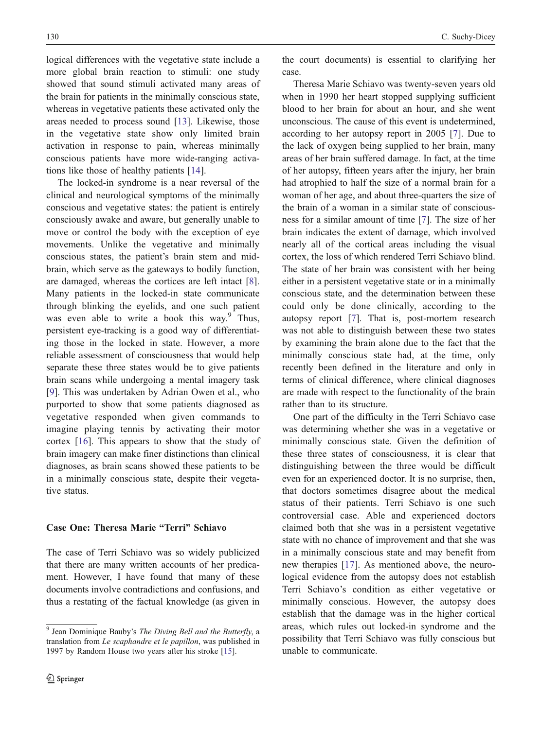logical differences with the vegetative state include a more global brain reaction to stimuli: one study showed that sound stimuli activated many areas of the brain for patients in the minimally conscious state, whereas in vegetative patients these activated only the areas needed to process sound [13]. Likewise, those in the vegetative state show only limited brain activation in response to pain, whereas minimally conscious patients have more wide-ranging activations like those of healthy patients [14].

The locked-in syndrome is a near reversal of the clinical and neurological symptoms of the minimally conscious and vegetative states: the patient is entirely consciously awake and aware, but generally unable to move or control the body with the exception of eye movements. Unlike the vegetative and minimally conscious states, the patient's brain stem and mid-brain, which serve as the gateways to bodily function, are damaged, whereas the cortices are left intact [8]. Many patients in the locked-in state communicate through blinking the eyelids, and one such patient was even able to write a book this way.[9] Thus, persistent eye-tracking is a good way of differentiating those in the locked in state. However, a more reliable assessment of consciousness that would help separate these three states would be to give patients brain scans while undergoing a mental imagery task [9]. This was undertaken by Adrian Owen et al., who purported to show that some patients diagnosed as vegetative responded when given commands to imagine playing tennis by activating their motor cortex [16]. This appears to show that the study of brain imagery can make finer distinctions than clinical diagnoses, as brain scans showed these patients to be in a minimally conscious state, despite their vegetative status.

### Case One: Theresa Marie "Terri" Schiavo

The case of Terri Schiavo was so widely publicized that there are many written accounts of her predicament. However, I have found that many of these documents involve contradictions and confusions, and thus a restating of the factual knowledge (as given in the court documents) is essential to clarifying her case.

Theresa Marie Schiavo was twenty-seven years old when in 1990 her heart stopped supplying sufficient blood to her brain for about an hour, and she went unconscious. The cause of this event is undetermined, according to her autopsy report in 2005 [7]. Due to the lack of oxygen being supplied to her brain, many areas of her brain suffered damage. In fact, at the time of her autopsy, fifteen years after the injury, her brain had atrophied to half the size of a normal brain for a woman of her age, and about three-quarters the size of the brain of a woman in a similar state of consciousness for a similar amount of time [7]. The size of her brain indicates the extent of damage, which involved nearly all of the cortical areas including the visual cortex, the loss of which rendered Terri Schiavo blind. The state of her brain was consistent with her being either in a persistent vegetative state or in a minimally conscious state, and the determination between these could only be done clinically, according to the autopsy report [7]. That is, post-mortem research was not able to distinguish between these two states by examining the brain alone due to the fact that the minimally conscious state had, at the time, only recently been defined in the literature and only in terms of clinical difference, where clinical diagnoses are made with respect to the functionality of the brain rather than to its structure.

One part of the difficulty in the Terri Schiavo case was determining whether she was in a vegetative or minimally conscious state. Given the definition of these three states of consciousness, it is clear that distinguishing between the three would be difficult even for an experienced doctor. It is no surprise, then, that doctors sometimes disagree about the medical status of their patients. Terri Schiavo is one such controversial case. Able and experienced doctors claimed both that she was in a persistent vegetative state with no chance of improvement and that she was in a minimally conscious state and may benefit from new therapies [17]. As mentioned above, the neurological evidence from the autopsy does not establish Terri Schiavo's condition as either vegetative or minimally conscious. However, the autopsy does establish that the damage was in the higher cortical areas, which rules out locked-in syndrome and the possibility that Terri Schiavo was fully conscious but unable to communicate.

---

[9] Jean Dominique Bauby's *The Diving Bell and the Butterfly*, a translation from *Le scaphandre et le papillon*, was published in 1997 by Random House two years after his stroke [15].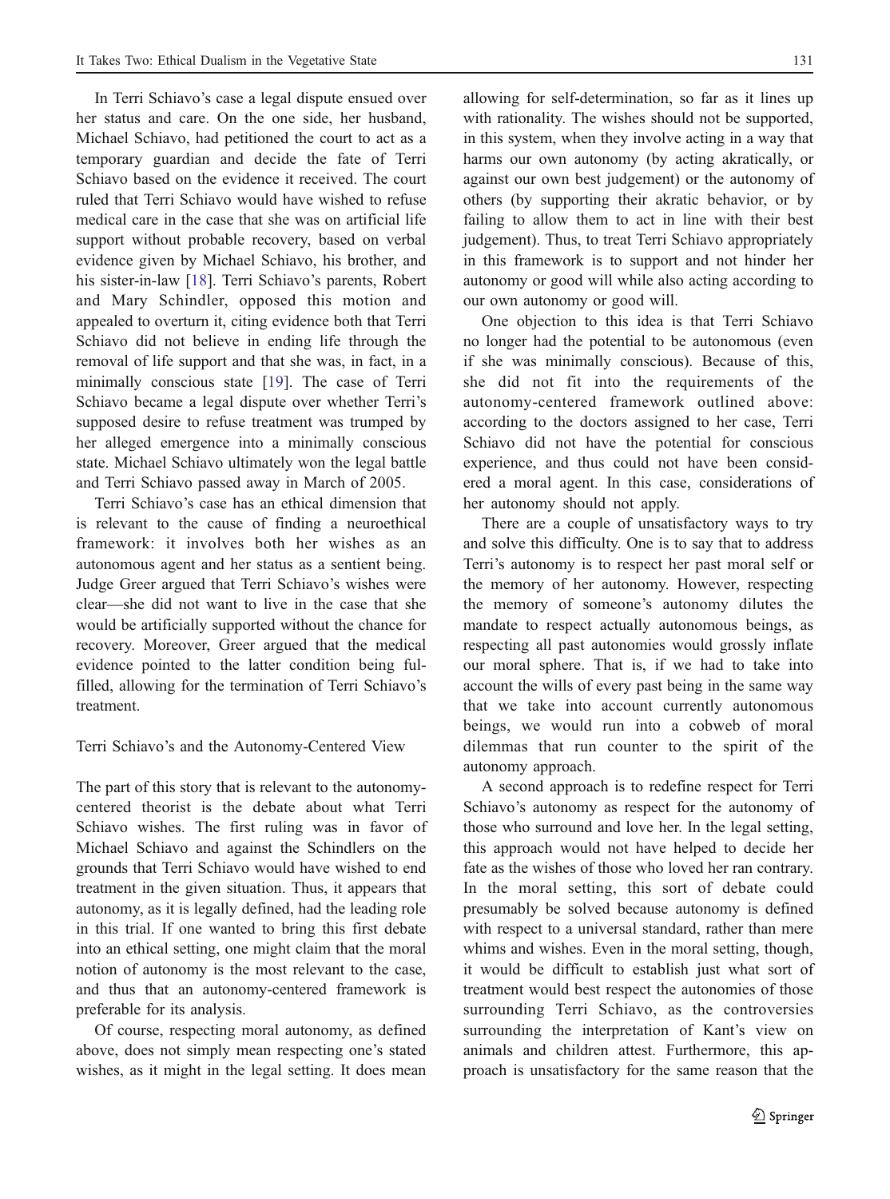In Terri Schiavo's case a legal dispute ensued over her status and care. On the one side, her husband, Michael Schiavo, had petitioned the court to act as a temporary guardian and decide the fate of Terri Schiavo based on the evidence it received. The court ruled that Terri Schiavo would have wished to refuse medical care in the case that she was on artificial life support without probable recovery, based on verbal evidence given by Michael Schiavo, his brother, and his sister-in-law [18]. Terri Schiavo's parents, Robert and Mary Schindler, opposed this motion and appealed to overturn it, citing evidence both that Terri Schiavo did not believe in ending life through the removal of life support and that she was, in fact, in a minimally conscious state [19]. The case of Terri Schiavo became a legal dispute over whether Terri's supposed desire to refuse treatment was trumped by her alleged emergence into a minimally conscious state. Michael Schiavo ultimately won the legal battle and Terri Schiavo passed away in March of 2005.

Terri Schiavo's case has an ethical dimension that is relevant to the cause of finding a neuroethical framework: it involves both her wishes as an autonomous agent and her status as a sentient being. Judge Greer argued that Terri Schiavo's wishes were clear—she did not want to live in the case that she would be artificially supported without the chance for recovery. Moreover, Greer argued that the medical evidence pointed to the latter condition being fulfilled, allowing for the termination of Terri Schiavo's treatment.

## Terri Schiavo's and the Autonomy-Centered View

The part of this story that is relevant to the autonomy-centered theorist is the debate about what Terri Schiavo wishes. The first ruling was in favor of Michael Schiavo and against the Schindlers on the grounds that Terri Schiavo would have wished to end treatment in the given situation. Thus, it appears that autonomy, as it is legally defined, had the leading role in this trial. If one wanted to bring this first debate into an ethical setting, one might claim that the moral notion of autonomy is the most relevant to the case, and thus that an autonomy-centered framework is preferable for its analysis.

Of course, respecting moral autonomy, as defined above, does not simply mean respecting one's stated wishes, as it might in the legal setting. It does mean allowing for self-determination, so far as it lines up with rationality. The wishes should not be supported, in this system, when they involve acting in a way that harms our own autonomy (by acting akratically, or against our own best judgement) or the autonomy of others (by supporting their akratic behavior, or by failing to allow them to act in line with their best judgement). Thus, to treat Terri Schiavo appropriately in this framework is to support and not hinder her autonomy or good will while also acting according to our own autonomy or good will.

One objection to this idea is that Terri Schiavo no longer had the potential to be autonomous (even if she was minimally conscious). Because of this, she did not fit into the requirements of the autonomy-centered framework outlined above: according to the doctors assigned to her case, Terri Schiavo did not have the potential for conscious experience, and thus could not have been considered a moral agent. In this case, considerations of her autonomy should not apply.

There are a couple of unsatisfactory ways to try and solve this difficulty. One is to say that to address Terri's autonomy is to respect her past moral self or the memory of her autonomy. However, respecting the memory of someone's autonomy dilutes the mandate to respect actually autonomous beings, as respecting all past autonomies would grossly inflate our moral sphere. That is, if we had to take into account the wills of every past being in the same way that we take into account currently autonomous beings, we would run into a cobweb of moral dilemmas that run counter to the spirit of the autonomy approach.

A second approach is to redefine respect for Terri Schiavo's autonomy as respect for the autonomy of those who surround and love her. In the legal setting, this approach would not have helped to decide her fate as the wishes of those who loved her ran contrary. In the moral setting, this sort of debate could presumably be solved because autonomy is defined with respect to a universal standard, rather than mere whims and wishes. Even in the moral setting, though, it would be difficult to establish just what sort of treatment would best respect the autonomies of those surrounding Terri Schiavo, as the controversies surrounding the interpretation of Kant's view on animals and children attest. Furthermore, this approach is unsatisfactory for the same reason that the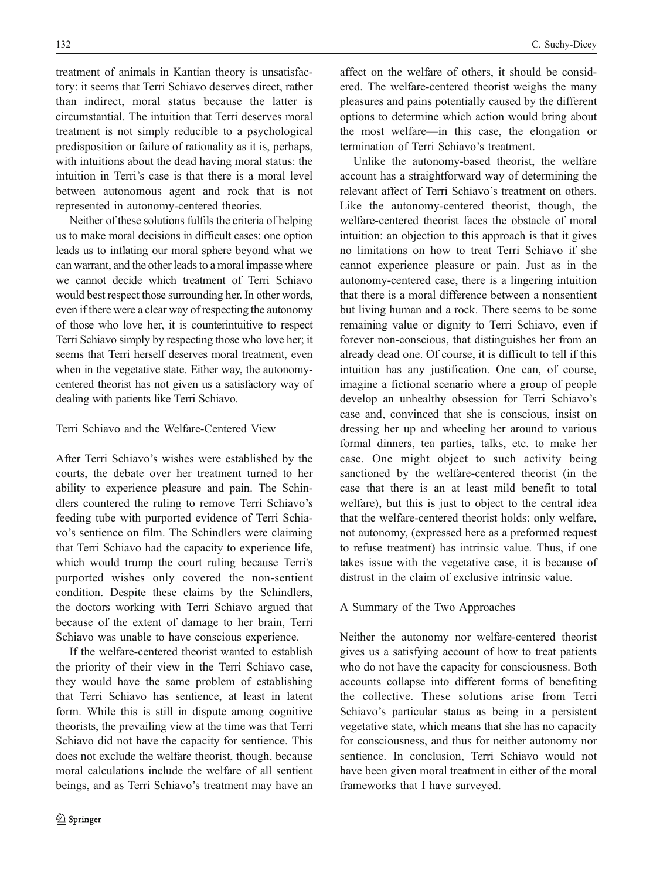treatment of animals in Kantian theory is unsatisfactory: it seems that Terri Schiavo deserves direct, rather than indirect, moral status because the latter is circumstantial. The intuition that Terri deserves moral treatment is not simply reducible to a psychological predisposition or failure of rationality as it is, perhaps, with intuitions about the dead having moral status: the intuition in Terri's case is that there is a moral level between autonomous agent and rock that is not represented in autonomy-centered theories.

Neither of these solutions fulfils the criteria of helping us to make moral decisions in difficult cases: one option leads us to inflating our moral sphere beyond what we can warrant, and the other leads to a moral impasse where we cannot decide which treatment of Terri Schiavo would best respect those surrounding her. In other words, even if there were a clear way of respecting the autonomy of those who love her, it is counterintuitive to respect Terri Schiavo simply by respecting those who love her; it seems that Terri herself deserves moral treatment, even when in the vegetative state. Either way, the autonomy-centered theorist has not given us a satisfactory way of dealing with patients like Terri Schiavo.

## Terri Schiavo and the Welfare-Centered View

After Terri Schiavo's wishes were established by the courts, the debate over her treatment turned to her ability to experience pleasure and pain. The Schindlers countered the ruling to remove Terri Schiavo's feeding tube with purported evidence of Terri Schiavo's sentience on film. The Schindlers were claiming that Terri Schiavo had the capacity to experience life, which would trump the court ruling because Terri's purported wishes only covered the non-sentient condition. Despite these claims by the Schindlers, the doctors working with Terri Schiavo argued that because of the extent of damage to her brain, Terri Schiavo was unable to have conscious experience.

If the welfare-centered theorist wanted to establish the priority of their view in the Terri Schiavo case, they would have the same problem of establishing that Terri Schiavo has sentience, at least in latent form. While this is still in dispute among cognitive theorists, the prevailing view at the time was that Terri Schiavo did not have the capacity for sentience. This does not exclude the welfare theorist, though, because moral calculations include the welfare of all sentient beings, and as Terri Schiavo's treatment may have an affect on the welfare of others, it should be considered. The welfare-centered theorist weighs the many pleasures and pains potentially caused by the different options to determine which action would bring about the most welfare—in this case, the elongation or termination of Terri Schiavo's treatment.

Unlike the autonomy-based theorist, the welfare account has a straightforward way of determining the relevant affect of Terri Schiavo's treatment on others. Like the autonomy-centered theorist, though, the welfare-centered theorist faces the obstacle of moral intuition: an objection to this approach is that it gives no limitations on how to treat Terri Schiavo if she cannot experience pleasure or pain. Just as in the autonomy-centered case, there is a lingering intuition that there is a moral difference between a nonsentient but living human and a rock. There seems to be some remaining value or dignity to Terri Schiavo, even if forever non-conscious, that distinguishes her from an already dead one. Of course, it is difficult to tell if this intuition has any justification. One can, of course, imagine a fictional scenario where a group of people develop an unhealthy obsession for Terri Schiavo's case and, convinced that she is conscious, insist on dressing her up and wheeling her around to various formal dinners, tea parties, talks, etc. to make her case. One might object to such activity being sanctioned by the welfare-centered theorist (in the case that there is an at least mild benefit to total welfare), but this is just to object to the central idea that the welfare-centered theorist holds: only welfare, not autonomy, (expressed here as a preformed request to refuse treatment) has intrinsic value. Thus, if one takes issue with the vegetative case, it is because of distrust in the claim of exclusive intrinsic value.

## A Summary of the Two Approaches

Neither the autonomy nor welfare-centered theorist gives us a satisfying account of how to treat patients who do not have the capacity for consciousness. Both accounts collapse into different forms of benefiting the collective. These solutions arise from Terri Schiavo's particular status as being in a persistent vegetative state, which means that she has no capacity for consciousness, and thus for neither autonomy nor sentience. In conclusion, Terri Schiavo would not have been given moral treatment in either of the moral frameworks that I have surveyed.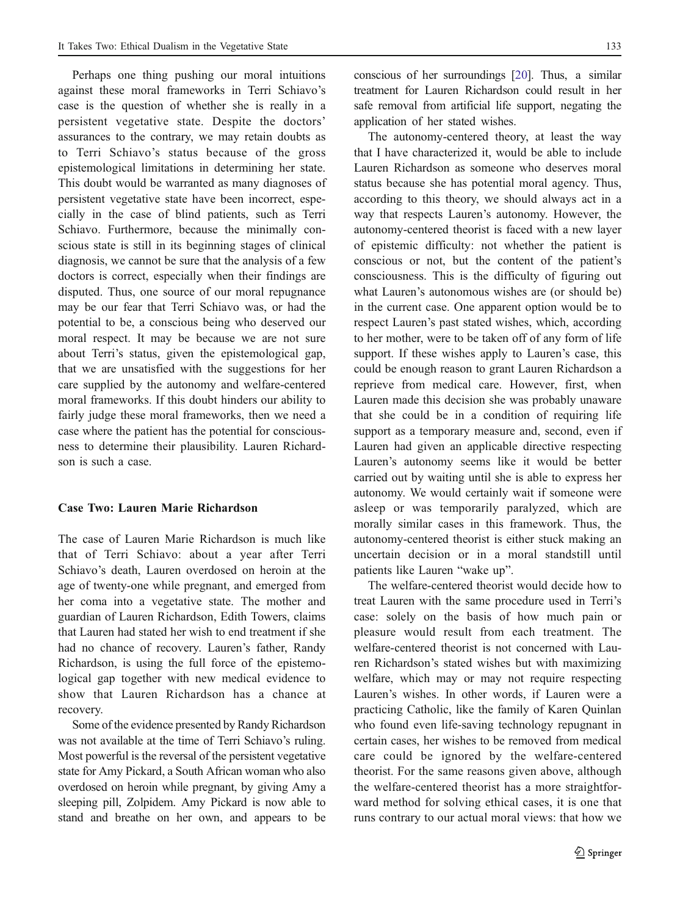Perhaps one thing pushing our moral intuitions against these moral frameworks in Terri Schiavo's case is the question of whether she is really in a persistent vegetative state. Despite the doctors' assurances to the contrary, we may retain doubts as to Terri Schiavo's status because of the gross epistemological limitations in determining her state. This doubt would be warranted as many diagnoses of persistent vegetative state have been incorrect, especially in the case of blind patients, such as Terri Schiavo. Furthermore, because the minimally conscious state is still in its beginning stages of clinical diagnosis, we cannot be sure that the analysis of a few doctors is correct, especially when their findings are disputed. Thus, one source of our moral repugnance may be our fear that Terri Schiavo was, or had the potential to be, a conscious being who deserved our moral respect. It may be because we are not sure about Terri's status, given the epistemological gap, that we are unsatisfied with the suggestions for her care supplied by the autonomy and welfare-centered moral frameworks. If this doubt hinders our ability to fairly judge these moral frameworks, then we need a case where the patient has the potential for consciousness to determine their plausibility. Lauren Richardson is such a case.

### Case Two: Lauren Marie Richardson

The case of Lauren Marie Richardson is much like that of Terri Schiavo: about a year after Terri Schiavo's death, Lauren overdosed on heroin at the age of twenty-one while pregnant, and emerged from her coma into a vegetative state. The mother and guardian of Lauren Richardson, Edith Towers, claims that Lauren had stated her wish to end treatment if she had no chance of recovery. Lauren's father, Randy Richardson, is using the full force of the epistemological gap together with new medical evidence to show that Lauren Richardson has a chance at recovery.

Some of the evidence presented by Randy Richardson was not available at the time of Terri Schiavo's ruling. Most powerful is the reversal of the persistent vegetative state for Amy Pickard, a South African woman who also overdosed on heroin while pregnant, by giving Amy a sleeping pill, Zolpidem. Amy Pickard is now able to stand and breathe on her own, and appears to be conscious of her surroundings [20]. Thus, a similar treatment for Lauren Richardson could result in her safe removal from artificial life support, negating the application of her stated wishes.

The autonomy-centered theory, at least the way that I have characterized it, would be able to include Lauren Richardson as someone who deserves moral status because she has potential moral agency. Thus, according to this theory, we should always act in a way that respects Lauren's autonomy. However, the autonomy-centered theorist is faced with a new layer of epistemic difficulty: not whether the patient is conscious or not, but the content of the patient's consciousness. This is the difficulty of figuring out what Lauren's autonomous wishes are (or should be) in the current case. One apparent option would be to respect Lauren's past stated wishes, which, according to her mother, were to be taken off of any form of life support. If these wishes apply to Lauren's case, this could be enough reason to grant Lauren Richardson a reprieve from medical care. However, first, when Lauren made this decision she was probably unaware that she could be in a condition of requiring life support as a temporary measure and, second, even if Lauren had given an applicable directive respecting Lauren's autonomy seems like it would be better carried out by waiting until she is able to express her autonomy. We would certainly wait if someone were asleep or was temporarily paralyzed, which are morally similar cases in this framework. Thus, the autonomy-centered theorist is either stuck making an uncertain decision or in a moral standstill until patients like Lauren "wake up".

The welfare-centered theorist would decide how to treat Lauren with the same procedure used in Terri's case: solely on the basis of how much pain or pleasure would result from each treatment. The welfare-centered theorist is not concerned with Lauren Richardson's stated wishes but with maximizing welfare, which may or may not require respecting Lauren's wishes. In other words, if Lauren were a practicing Catholic, like the family of Karen Quinlan who found even life-saving technology repugnant in certain cases, her wishes to be removed from medical care could be ignored by the welfare-centered theorist. For the same reasons given above, although the welfare-centered theorist has a more straightforward method for solving ethical cases, it is one that runs contrary to our actual moral views: that how we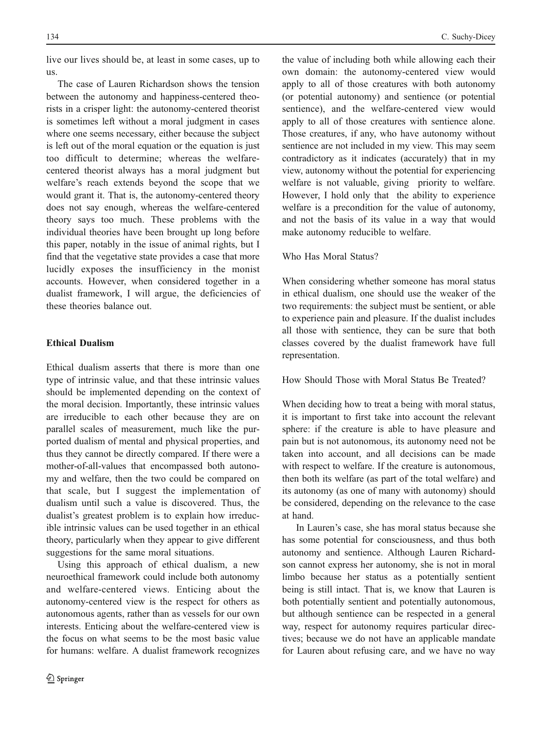live our lives should be, at least in some cases, up to us.

The case of Lauren Richardson shows the tension between the autonomy and happiness-centered theorists in a crisper light: the autonomy-centered theorist is sometimes left without a moral judgment in cases where one seems necessary, either because the subject is left out of the moral equation or the equation is just too difficult to determine; whereas the welfare-centered theorist always has a moral judgment but welfare's reach extends beyond the scope that we would grant it. That is, the autonomy-centered theory does not say enough, whereas the welfare-centered theory says too much. These problems with the individual theories have been brought up long before this paper, notably in the issue of animal rights, but I find that the vegetative state provides a case that more lucidly exposes the insufficiency in the monist accounts. However, when considered together in a dualist framework, I will argue, the deficiencies of these theories balance out.

## Ethical Dualism

Ethical dualism asserts that there is more than one type of intrinsic value, and that these intrinsic values should be implemented depending on the context of the moral decision. Importantly, these intrinsic values are irreducible to each other because they are on parallel scales of measurement, much like the purported dualism of mental and physical properties, and thus they cannot be directly compared. If there were a mother-of-all-values that encompassed both autonomy and welfare, then the two could be compared on that scale, but I suggest the implementation of dualism until such a value is discovered. Thus, the dualist's greatest problem is to explain how irreducible intrinsic values can be used together in an ethical theory, particularly when they appear to give different suggestions for the same moral situations.

Using this approach of ethical dualism, a new neuroethical framework could include both autonomy and welfare-centered views. Enticing about the autonomy-centered view is the respect for others as autonomous agents, rather than as vessels for our own interests. Enticing about the welfare-centered view is the focus on what seems to be the most basic value for humans: welfare. A dualist framework recognizes the value of including both while allowing each their own domain: the autonomy-centered view would apply to all of those creatures with both autonomy (or potential autonomy) and sentience (or potential sentience), and the welfare-centered view would apply to all of those creatures with sentience alone. Those creatures, if any, who have autonomy without sentience are not included in my view. This may seem contradictory as it indicates (accurately) that in my view, autonomy without the potential for experiencing welfare is not valuable, giving priority to welfare. However, I hold only that the ability to experience welfare is a precondition for the value of autonomy, and not the basis of its value in a way that would make autonomy reducible to welfare.

### Who Has Moral Status?

When considering whether someone has moral status in ethical dualism, one should use the weaker of the two requirements: the subject must be sentient, or able to experience pain and pleasure. If the dualist includes all those with sentience, they can be sure that both classes covered by the dualist framework have full representation.

### How Should Those with Moral Status Be Treated?

When deciding how to treat a being with moral status, it is important to first take into account the relevant sphere: if the creature is able to have pleasure and pain but is not autonomous, its autonomy need not be taken into account, and all decisions can be made with respect to welfare. If the creature is autonomous, then both its welfare (as part of the total welfare) and its autonomy (as one of many with autonomy) should be considered, depending on the relevance to the case at hand.

In Lauren's case, she has moral status because she has some potential for consciousness, and thus both autonomy and sentience. Although Lauren Richardson cannot express her autonomy, she is not in moral limbo because her status as a potentially sentient being is still intact. That is, we know that Lauren is both potentially sentient and potentially autonomous, but although sentience can be respected in a general way, respect for autonomy requires particular directives; because we do not have an applicable mandate for Lauren about refusing care, and we have no way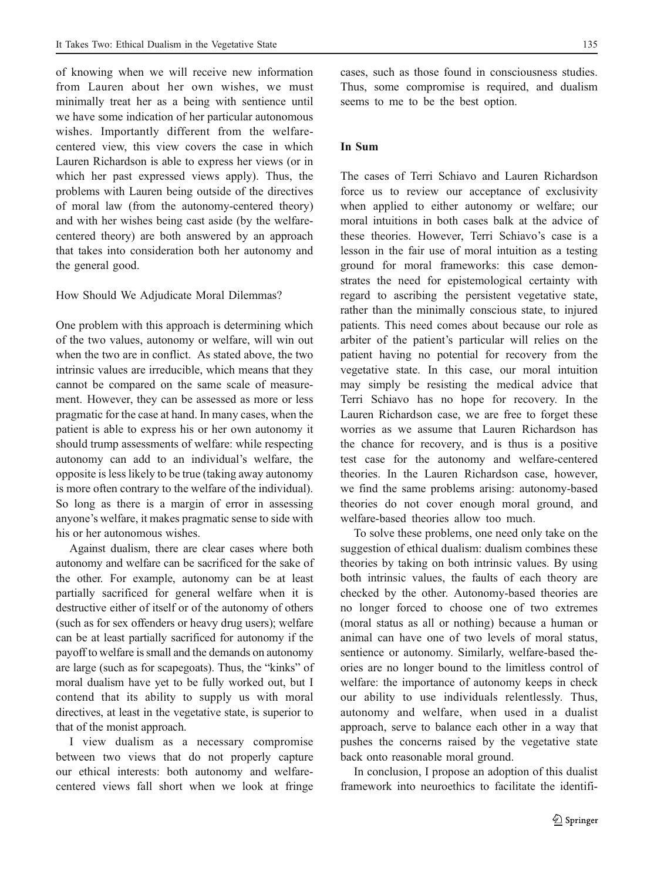of knowing when we will receive new information from Lauren about her own wishes, we must minimally treat her as a being with sentience until we have some indication of her particular autonomous wishes. Importantly different from the welfare-centered view, this view covers the case in which Lauren Richardson is able to express her views (or in which her past expressed views apply). Thus, the problems with Lauren being outside of the directives of moral law (from the autonomy-centered theory) and with her wishes being cast aside (by the welfare-centered theory) are both answered by an approach that takes into consideration both her autonomy and the general good.

### How Should We Adjudicate Moral Dilemmas?

One problem with this approach is determining which of the two values, autonomy or welfare, will win out when the two are in conflict. As stated above, the two intrinsic values are irreducible, which means that they cannot be compared on the same scale of measurement. However, they can be assessed as more or less pragmatic for the case at hand. In many cases, when the patient is able to express his or her own autonomy it should trump assessments of welfare: while respecting autonomy can add to an individual's welfare, the opposite is less likely to be true (taking away autonomy is more often contrary to the welfare of the individual). So long as there is a margin of error in assessing anyone's welfare, it makes pragmatic sense to side with his or her autonomous wishes.

Against dualism, there are clear cases where both autonomy and welfare can be sacrificed for the sake of the other. For example, autonomy can be at least partially sacrificed for general welfare when it is destructive either of itself or of the autonomy of others (such as for sex offenders or heavy drug users); welfare can be at least partially sacrificed for autonomy if the payoff to welfare is small and the demands on autonomy are large (such as for scapegoats). Thus, the "kinks" of moral dualism have yet to be fully worked out, but I contend that its ability to supply us with moral directives, at least in the vegetative state, is superior to that of the monist approach.

I view dualism as a necessary compromise between two views that do not properly capture our ethical interests: both autonomy and welfare-centered views fall short when we look at fringe cases, such as those found in consciousness studies. Thus, some compromise is required, and dualism seems to me to be the best option.

## In Sum

The cases of Terri Schiavo and Lauren Richardson force us to review our acceptance of exclusivity when applied to either autonomy or welfare; our moral intuitions in both cases balk at the advice of these theories. However, Terri Schiavo's case is a lesson in the fair use of moral intuition as a testing ground for moral frameworks: this case demonstrates the need for epistemological certainty with regard to ascribing the persistent vegetative state, rather than the minimally conscious state, to injured patients. This need comes about because our role as arbiter of the patient's particular will relies on the patient having no potential for recovery from the vegetative state. In this case, our moral intuition may simply be resisting the medical advice that Terri Schiavo has no hope for recovery. In the Lauren Richardson case, we are free to forget these worries as we assume that Lauren Richardson has the chance for recovery, and is thus is a positive test case for the autonomy and welfare-centered theories. In the Lauren Richardson case, however, we find the same problems arising: autonomy-based theories do not cover enough moral ground, and welfare-based theories allow too much.

To solve these problems, one need only take on the suggestion of ethical dualism: dualism combines these theories by taking on both intrinsic values. By using both intrinsic values, the faults of each theory are checked by the other. Autonomy-based theories are no longer forced to choose one of two extremes (moral status as all or nothing) because a human or animal can have one of two levels of moral status, sentience or autonomy. Similarly, welfare-based theories are no longer bound to the limitless control of welfare: the importance of autonomy keeps in check our ability to use individuals relentlessly. Thus, autonomy and welfare, when used in a dualist approach, serve to balance each other in a way that pushes the concerns raised by the vegetative state back onto reasonable moral ground.

In conclusion, I propose an adoption of this dualist framework into neuroethics to facilitate the identifi-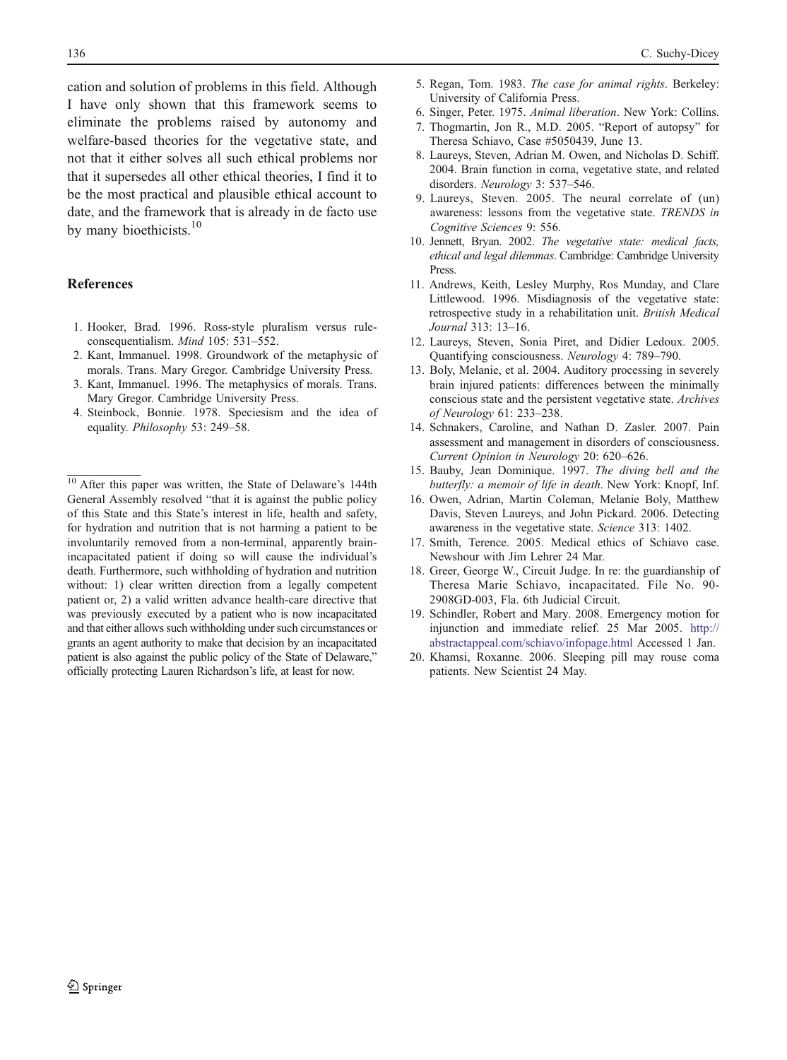cation and solution of problems in this field. Although I have only shown that this framework seems to eliminate the problems raised by autonomy and welfare-based theories for the vegetative state, and not that it either solves all such ethical problems nor that it supersedes all other ethical theories, I find it to be the most practical and plausible ethical account to date, and the framework that is already in de facto use by many bioethicists.[10]

## References

1. Hooker, Brad. 1996. Ross-style pluralism versus rule-consequentialism. *Mind* 105: 531–552.
2. Kant, Immanuel. 1998. Groundwork of the metaphysic of morals. Trans. Mary Gregor. Cambridge University Press.
3. Kant, Immanuel. 1996. The metaphysics of morals. Trans. Mary Gregor. Cambridge University Press.
4. Steinbock, Bonnie. 1978. Speciesism and the idea of equality. *Philosophy* 53: 249–58.
5. Regan, Tom. 1983. *The case for animal rights*. Berkeley: University of California Press.
6. Singer, Peter. 1975. *Animal liberation*. New York: Collins.
7. Thogmartin, Jon R., M.D. 2005. "Report of autopsy" for Theresa Schiavo, Case #5050439, June 13.
8. Laureys, Steven, Adrian M. Owen, and Nicholas D. Schiff. 2004. Brain function in coma, vegetative state, and related disorders. *Neurology* 3: 537–546.
9. Laureys, Steven. 2005. The neural correlate of (un) awareness: lessons from the vegetative state. *TRENDS in Cognitive Sciences* 9: 556.
10. Jennett, Bryan. 2002. *The vegetative state: medical facts, ethical and legal dilemmas*. Cambridge: Cambridge University Press.
11. Andrews, Keith, Lesley Murphy, Ros Munday, and Clare Littlewood. 1996. Misdiagnosis of the vegetative state: retrospective study in a rehabilitation unit. *British Medical Journal* 313: 13–16.
12. Laureys, Steven, Sonia Piret, and Didier Ledoux. 2005. Quantifying consciousness. *Neurology* 4: 789–790.
13. Boly, Melanie, et al. 2004. Auditory processing in severely brain injured patients: differences between the minimally conscious state and the persistent vegetative state. *Archives of Neurology* 61: 233–238.
14. Schnakers, Caroline, and Nathan D. Zasler. 2007. Pain assessment and management in disorders of consciousness. *Current Opinion in Neurology* 20: 620–626.
15. Bauby, Jean Dominique. 1997. *The diving bell and the butterfly: a memoir of life in death*. New York: Knopf, Inf.
16. Owen, Adrian, Martin Coleman, Melanie Boly, Matthew Davis, Steven Laureys, and John Pickard. 2006. Detecting awareness in the vegetative state. *Science* 313: 1402.
17. Smith, Terence. 2005. Medical ethics of Schiavo case. Newshour with Jim Lehrer 24 Mar.
18. Greer, George W., Circuit Judge. In re: the guardianship of Theresa Marie Schiavo, incapacitated. File No. 90-2908GD-003, Fla. 6th Judicial Circuit.
19. Schindler, Robert and Mary. 2008. Emergency motion for injunction and immediate relief. 25 Mar 2005. http://abstractappeal.com/schiavo/infopage.html Accessed 1 Jan.
20. Khamsi, Roxanne. 2006. Sleeping pill may rouse coma patients. New Scientist 24 May.

---

[10] After this paper was written, the State of Delaware's 144th General Assembly resolved "that it is against the public policy of this State and this State's interest in life, health and safety, for hydration and nutrition that is not harming a patient to be involuntarily removed from a non-terminal, apparently brain-incapacitated patient if doing so will cause the individual's death. Furthermore, such withholding of hydration and nutrition without: 1) clear written direction from a legally competent patient or, 2) a valid written advance health-care directive that was previously executed by a patient who is now incapacitated and that either allows such withholding under such circumstances or grants an agent authority to make that decision by an incapacitated patient is also against the public policy of the State of Delaware," officially protecting Lauren Richardson's life, at least for now.